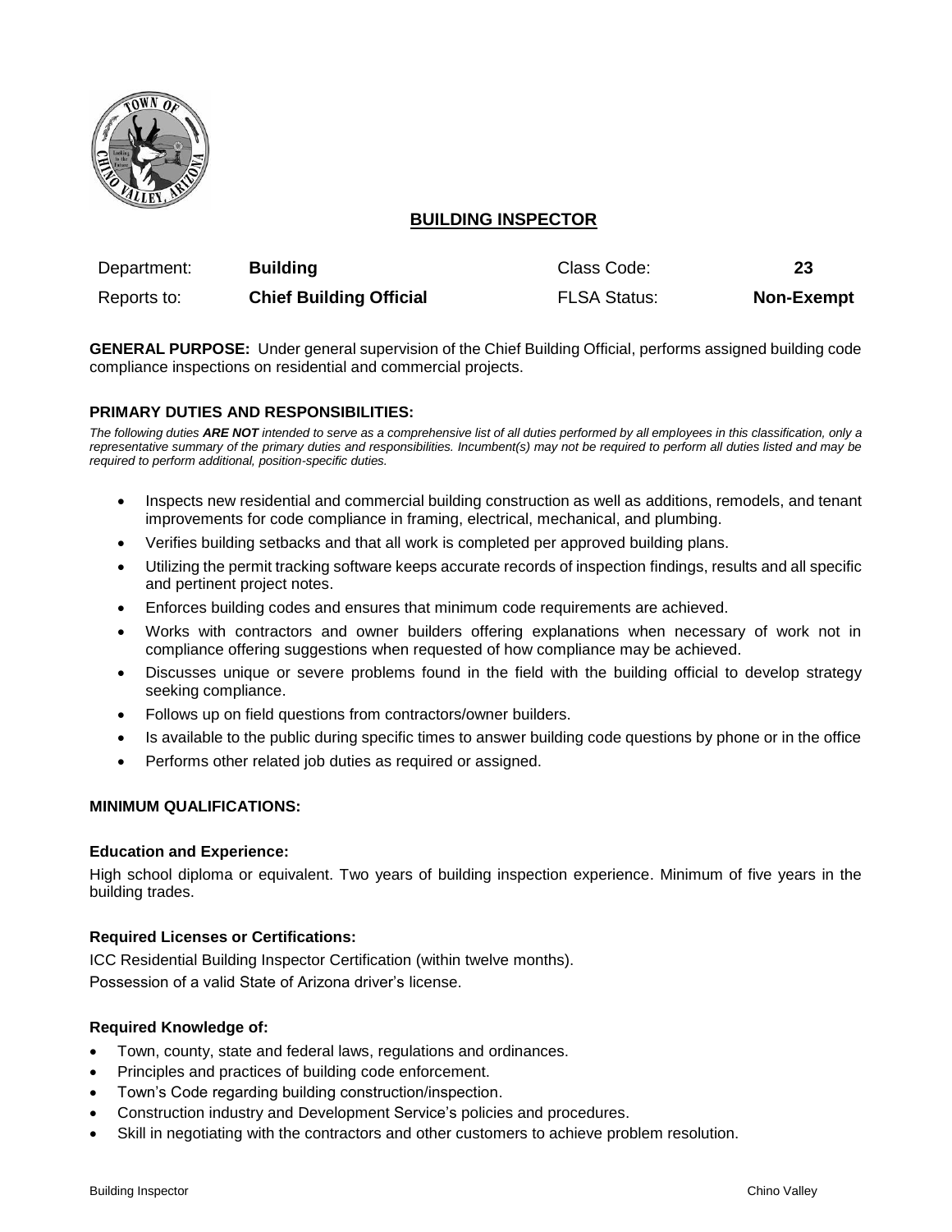# BUILDING INSPECTOR

| Department: | **Building** | Class Code: | **23** |
|---|---|---|---|
| Reports to: | **Chief Building Official** | FLSA Status: | **Non-Exempt** |

**GENERAL PURPOSE:** Under general supervision of the Chief Building Official, performs assigned building code compliance inspections on residential and commercial projects.

## PRIMARY DUTIES AND RESPONSIBILITIES:

*The following duties **ARE NOT** intended to serve as a comprehensive list of all duties performed by all employees in this classification, only a representative summary of the primary duties and responsibilities. Incumbent(s) may not be required to perform all duties listed and may be required to perform additional, position-specific duties.*

- Inspects new residential and commercial building construction as well as additions, remodels, and tenant improvements for code compliance in framing, electrical, mechanical, and plumbing.
- Verifies building setbacks and that all work is completed per approved building plans.
- Utilizing the permit tracking software keeps accurate records of inspection findings, results and all specific and pertinent project notes.
- Enforces building codes and ensures that minimum code requirements are achieved.
- Works with contractors and owner builders offering explanations when necessary of work not in compliance offering suggestions when requested of how compliance may be achieved.
- Discusses unique or severe problems found in the field with the building official to develop strategy seeking compliance.
- Follows up on field questions from contractors/owner builders.
- Is available to the public during specific times to answer building code questions by phone or in the office
- Performs other related job duties as required or assigned.

## MINIMUM QUALIFICATIONS:

### Education and Experience:

High school diploma or equivalent. Two years of building inspection experience. Minimum of five years in the building trades.

### Required Licenses or Certifications:

ICC Residential Building Inspector Certification (within twelve months).

Possession of a valid State of Arizona driver's license.

### Required Knowledge of:

- Town, county, state and federal laws, regulations and ordinances.
- Principles and practices of building code enforcement.
- Town's Code regarding building construction/inspection.
- Construction industry and Development Service's policies and procedures.
- Skill in negotiating with the contractors and other customers to achieve problem resolution.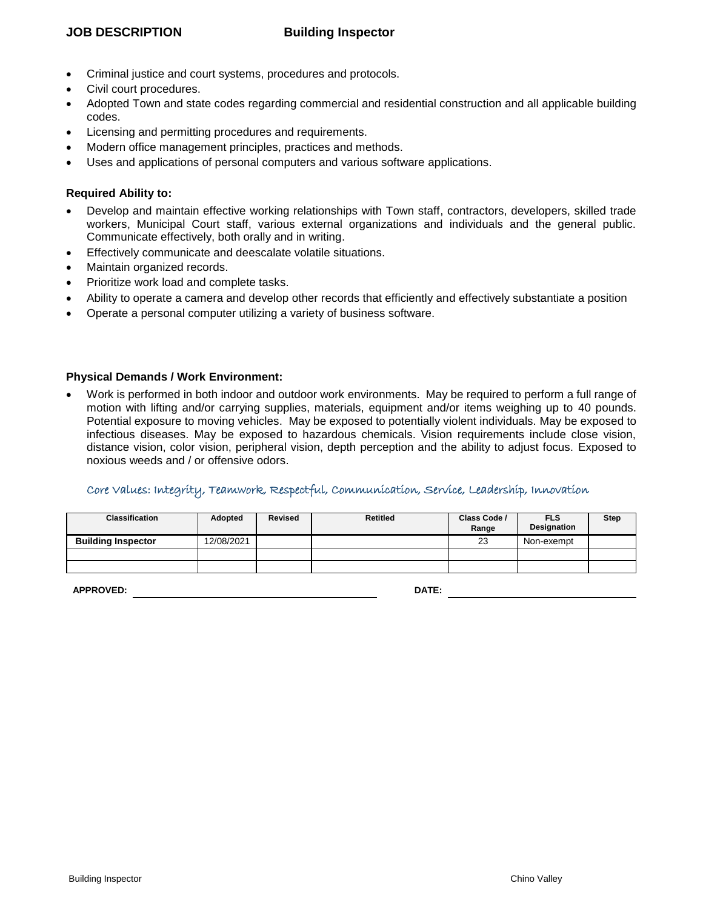- Criminal justice and court systems, procedures and protocols.
- Civil court procedures.
- Adopted Town and state codes regarding commercial and residential construction and all applicable building codes.
- Licensing and permitting procedures and requirements.
- Modern office management principles, practices and methods.
- Uses and applications of personal computers and various software applications.

**Required Ability to:**

- Develop and maintain effective working relationships with Town staff, contractors, developers, skilled trade workers, Municipal Court staff, various external organizations and individuals and the general public. Communicate effectively, both orally and in writing.
- Effectively communicate and deescalate volatile situations.
- Maintain organized records.
- Prioritize work load and complete tasks.
- Ability to operate a camera and develop other records that efficiently and effectively substantiate a position
- Operate a personal computer utilizing a variety of business software.

**Physical Demands / Work Environment:**

- Work is performed in both indoor and outdoor work environments. May be required to perform a full range of motion with lifting and/or carrying supplies, materials, equipment and/or items weighing up to 40 pounds. Potential exposure to moving vehicles. May be exposed to potentially violent individuals. May be exposed to infectious diseases. May be exposed to hazardous chemicals. Vision requirements include close vision, distance vision, color vision, peripheral vision, depth perception and the ability to adjust focus. Exposed to noxious weeds and / or offensive odors.

Core Values: Integrity, Teamwork, Respectful, Communication, Service, Leadership, Innovation

| Classification | Adopted | Revised | Retitled | Class Code / Range | FLS Designation | Step |
|---|---|---|---|---|---|---|
| **Building Inspector** | 12/08/2021 | | | 23 | Non-exempt | |
| | | | | | | |
| | | | | | | |

**APPROVED:** ______________________________ **DATE:** ______________________